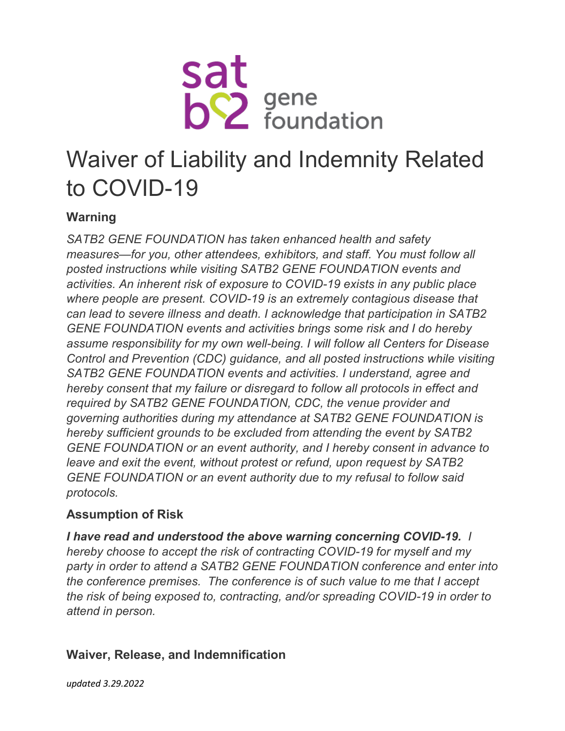sat b2 gene foundation

# Waiver of Liability and Indemnity Related to COVID-19

### Warning

*SATB2 GENE FOUNDATION has taken enhanced health and safety measures—for you, other attendees, exhibitors, and staff. You must follow all posted instructions while visiting SATB2 GENE FOUNDATION events and activities. An inherent risk of exposure to COVID-19 exists in any public place where people are present. COVID-19 is an extremely contagious disease that can lead to severe illness and death. I acknowledge that participation in SATB2 GENE FOUNDATION events and activities brings some risk and I do hereby assume responsibility for my own well-being. I will follow all Centers for Disease Control and Prevention (CDC) guidance, and all posted instructions while visiting SATB2 GENE FOUNDATION events and activities. I understand, agree and hereby consent that my failure or disregard to follow all protocols in effect and required by SATB2 GENE FOUNDATION, CDC, the venue provider and governing authorities during my attendance at SATB2 GENE FOUNDATION is hereby sufficient grounds to be excluded from attending the event by SATB2 GENE FOUNDATION or an event authority, and I hereby consent in advance to leave and exit the event, without protest or refund, upon request by SATB2 GENE FOUNDATION or an event authority due to my refusal to follow said protocols.*

### Assumption of Risk

***I have read and understood the above warning concerning COVID-19.*** *I hereby choose to accept the risk of contracting COVID-19 for myself and my party in order to attend a SATB2 GENE FOUNDATION conference and enter into the conference premises. The conference is of such value to me that I accept the risk of being exposed to, contracting, and/or spreading COVID-19 in order to attend in person.*

### Waiver, Release, and Indemnification

*updated 3.29.2022*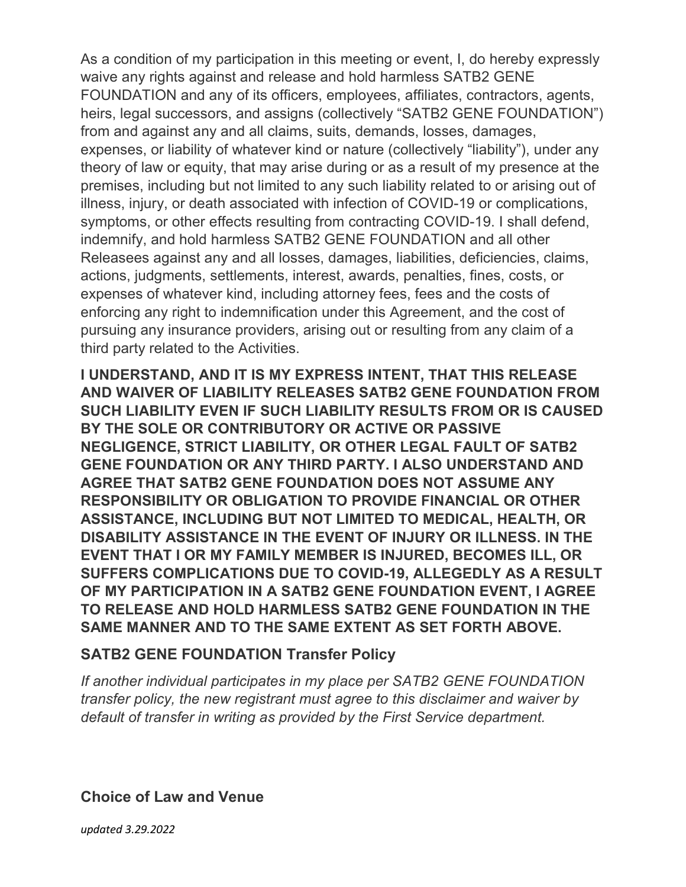As a condition of my participation in this meeting or event, I, do hereby expressly waive any rights against and release and hold harmless SATB2 GENE FOUNDATION and any of its officers, employees, affiliates, contractors, agents, heirs, legal successors, and assigns (collectively "SATB2 GENE FOUNDATION") from and against any and all claims, suits, demands, losses, damages, expenses, or liability of whatever kind or nature (collectively "liability"), under any theory of law or equity, that may arise during or as a result of my presence at the premises, including but not limited to any such liability related to or arising out of illness, injury, or death associated with infection of COVID-19 or complications, symptoms, or other effects resulting from contracting COVID-19. I shall defend, indemnify, and hold harmless SATB2 GENE FOUNDATION and all other Releasees against any and all losses, damages, liabilities, deficiencies, claims, actions, judgments, settlements, interest, awards, penalties, fines, costs, or expenses of whatever kind, including attorney fees, fees and the costs of enforcing any right to indemnification under this Agreement, and the cost of pursuing any insurance providers, arising out or resulting from any claim of a third party related to the Activities.

**I UNDERSTAND, AND IT IS MY EXPRESS INTENT, THAT THIS RELEASE AND WAIVER OF LIABILITY RELEASES SATB2 GENE FOUNDATION FROM SUCH LIABILITY EVEN IF SUCH LIABILITY RESULTS FROM OR IS CAUSED BY THE SOLE OR CONTRIBUTORY OR ACTIVE OR PASSIVE NEGLIGENCE, STRICT LIABILITY, OR OTHER LEGAL FAULT OF SATB2 GENE FOUNDATION OR ANY THIRD PARTY. I ALSO UNDERSTAND AND AGREE THAT SATB2 GENE FOUNDATION DOES NOT ASSUME ANY RESPONSIBILITY OR OBLIGATION TO PROVIDE FINANCIAL OR OTHER ASSISTANCE, INCLUDING BUT NOT LIMITED TO MEDICAL, HEALTH, OR DISABILITY ASSISTANCE IN THE EVENT OF INJURY OR ILLNESS. IN THE EVENT THAT I OR MY FAMILY MEMBER IS INJURED, BECOMES ILL, OR SUFFERS COMPLICATIONS DUE TO COVID-19, ALLEGEDLY AS A RESULT OF MY PARTICIPATION IN A SATB2 GENE FOUNDATION EVENT, I AGREE TO RELEASE AND HOLD HARMLESS SATB2 GENE FOUNDATION IN THE SAME MANNER AND TO THE SAME EXTENT AS SET FORTH ABOVE.**

## SATB2 GENE FOUNDATION Transfer Policy

*If another individual participates in my place per SATB2 GENE FOUNDATION transfer policy, the new registrant must agree to this disclaimer and waiver by default of transfer in writing as provided by the First Service department.*

## Choice of Law and Venue

*updated 3.29.2022*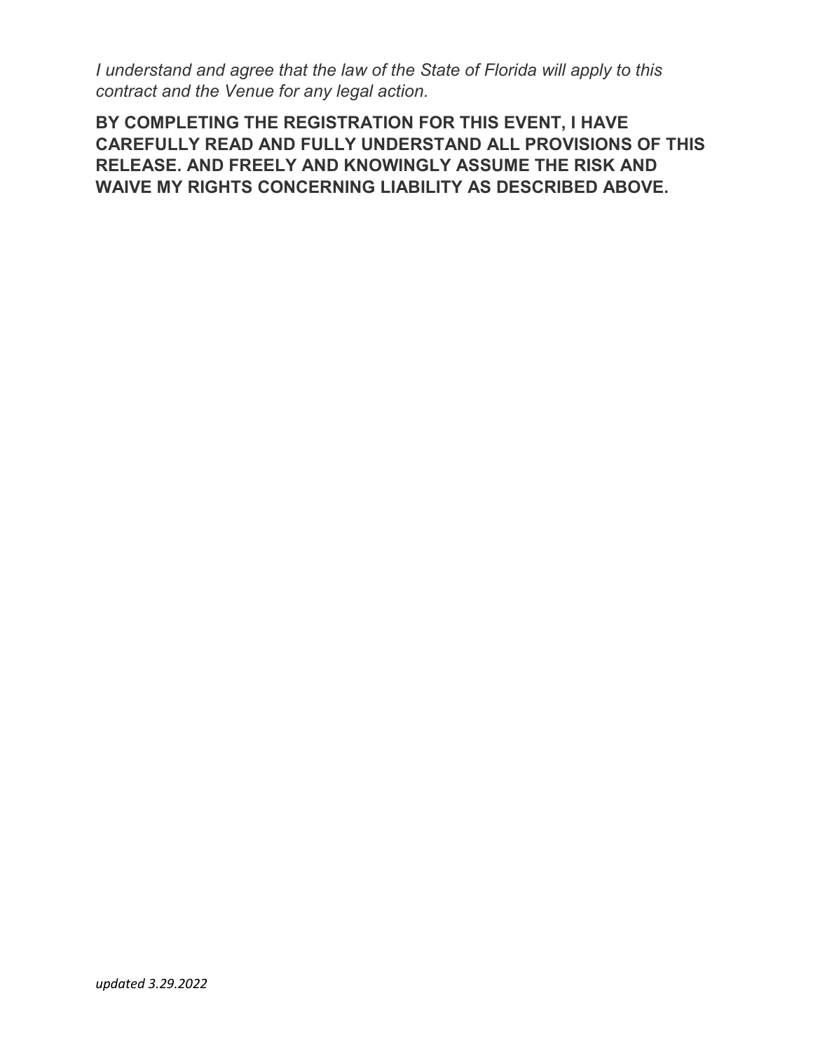*I understand and agree that the law of the State of Florida will apply to this contract and the Venue for any legal action.*

**BY COMPLETING THE REGISTRATION FOR THIS EVENT, I HAVE CAREFULLY READ AND FULLY UNDERSTAND ALL PROVISIONS OF THIS RELEASE. AND FREELY AND KNOWINGLY ASSUME THE RISK AND WAIVE MY RIGHTS CONCERNING LIABILITY AS DESCRIBED ABOVE.**

*updated 3.29.2022*